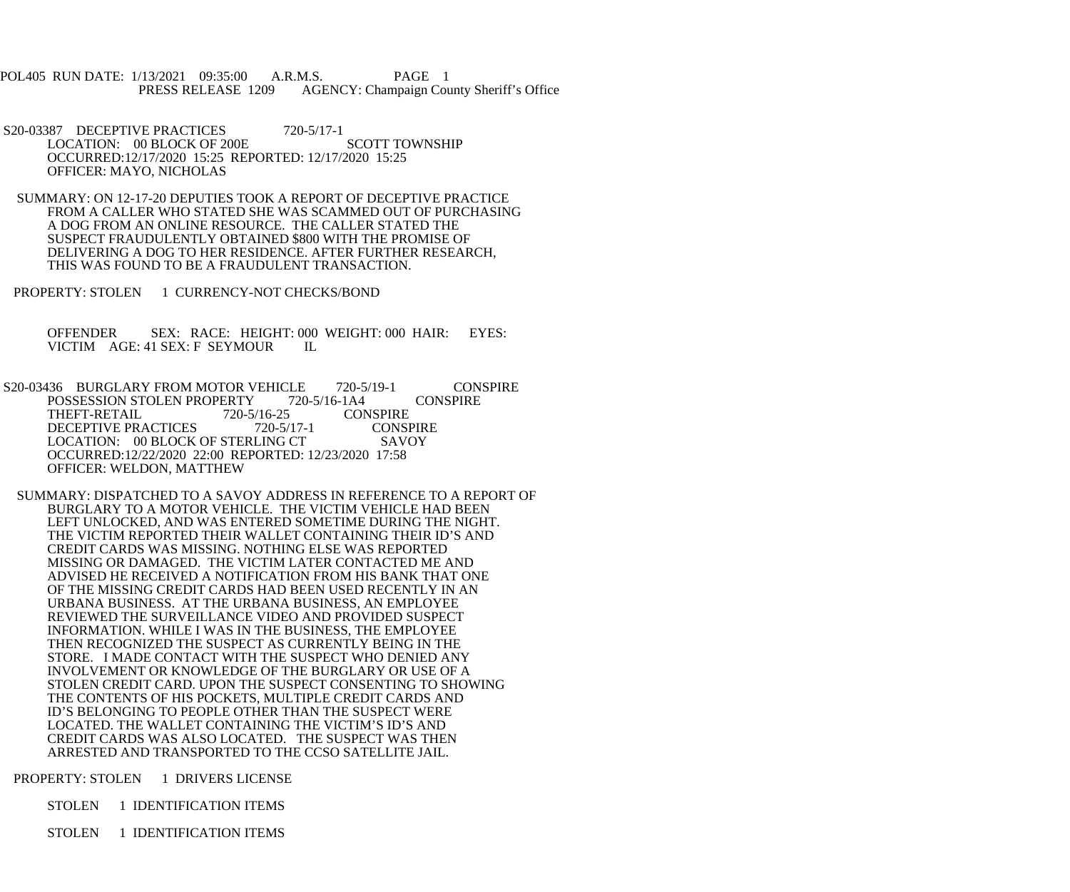POL405 RUN DATE: 1/13/2021 09:35:00 A.R.M.S. PAGE 1
PRESS RELEASE 1209 AGENCY: Champaign County Sheriff's Office

S20-03387 DECEPTIVE PRACTICES 720-5/17-1
LOCATION: 00 BLOCK OF 200E SCOTT TOWNSHIP
OCCURRED:12/17/2020 15:25 REPORTED: 12/17/2020 15:25
OFFICER: MAYO, NICHOLAS

SUMMARY: ON 12-17-20 DEPUTIES TOOK A REPORT OF DECEPTIVE PRACTICE FROM A CALLER WHO STATED SHE WAS SCAMMED OUT OF PURCHASING A DOG FROM AN ONLINE RESOURCE. THE CALLER STATED THE SUSPECT FRAUDULENTLY OBTAINED $800 WITH THE PROMISE OF DELIVERING A DOG TO HER RESIDENCE. AFTER FURTHER RESEARCH, THIS WAS FOUND TO BE A FRAUDULENT TRANSACTION.

PROPERTY: STOLEN 1 CURRENCY-NOT CHECKS/BOND

OFFENDER SEX: RACE: HEIGHT: 000 WEIGHT: 000 HAIR: EYES:
VICTIM AGE: 41 SEX: F SEYMOUR IL

S20-03436 BURGLARY FROM MOTOR VEHICLE 720-5/19-1 CONSPIRE
POSSESSION STOLEN PROPERTY 720-5/16-1A4 CONSPIRE
THEFT-RETAIL 720-5/16-25 CONSPIRE
DECEPTIVE PRACTICES 720-5/17-1 CONSPIRE
LOCATION: 00 BLOCK OF STERLING CT SAVOY
OCCURRED:12/22/2020 22:00 REPORTED: 12/23/2020 17:58
OFFICER: WELDON, MATTHEW

SUMMARY: DISPATCHED TO A SAVOY ADDRESS IN REFERENCE TO A REPORT OF BURGLARY TO A MOTOR VEHICLE. THE VICTIM VEHICLE HAD BEEN LEFT UNLOCKED, AND WAS ENTERED SOMETIME DURING THE NIGHT. THE VICTIM REPORTED THEIR WALLET CONTAINING THEIR ID'S AND CREDIT CARDS WAS MISSING. NOTHING ELSE WAS REPORTED MISSING OR DAMAGED. THE VICTIM LATER CONTACTED ME AND ADVISED HE RECEIVED A NOTIFICATION FROM HIS BANK THAT ONE OF THE MISSING CREDIT CARDS HAD BEEN USED RECENTLY IN AN URBANA BUSINESS. AT THE URBANA BUSINESS, AN EMPLOYEE REVIEWED THE SURVEILLANCE VIDEO AND PROVIDED SUSPECT INFORMATION. WHILE I WAS IN THE BUSINESS, THE EMPLOYEE THEN RECOGNIZED THE SUSPECT AS CURRENTLY BEING IN THE STORE. I MADE CONTACT WITH THE SUSPECT WHO DENIED ANY INVOLVEMENT OR KNOWLEDGE OF THE BURGLARY OR USE OF A STOLEN CREDIT CARD. UPON THE SUSPECT CONSENTING TO SHOWING THE CONTENTS OF HIS POCKETS, MULTIPLE CREDIT CARDS AND ID'S BELONGING TO PEOPLE OTHER THAN THE SUSPECT WERE LOCATED. THE WALLET CONTAINING THE VICTIM'S ID'S AND CREDIT CARDS WAS ALSO LOCATED. THE SUSPECT WAS THEN ARRESTED AND TRANSPORTED TO THE CCSO SATELLITE JAIL.

PROPERTY: STOLEN 1 DRIVERS LICENSE

STOLEN 1 IDENTIFICATION ITEMS

STOLEN 1 IDENTIFICATION ITEMS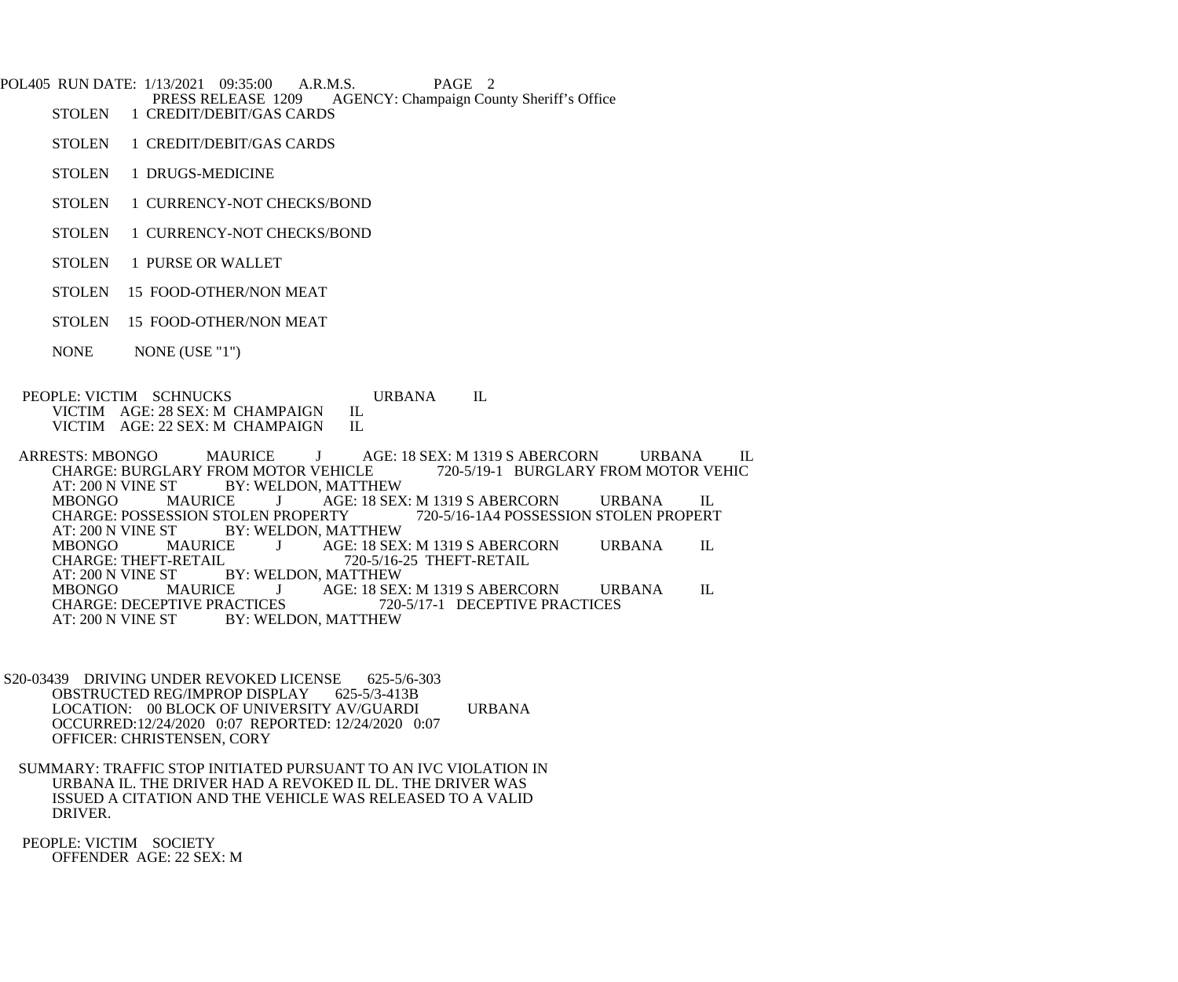STOLEN 1 CREDIT/DEBIT/GAS CARDS

STOLEN 1 CREDIT/DEBIT/GAS CARDS

STOLEN 1 DRUGS-MEDICINE

STOLEN 1 CURRENCY-NOT CHECKS/BOND

STOLEN 1 CURRENCY-NOT CHECKS/BOND

STOLEN 1 PURSE OR WALLET

STOLEN 15 FOOD-OTHER/NON MEAT

STOLEN 15 FOOD-OTHER/NON MEAT

NONE NONE (USE "1")

PEOPLE: VICTIM SCHNUCKS URBANA IL
VICTIM AGE: 28 SEX: M CHAMPAIGN IL
VICTIM AGE: 22 SEX: M CHAMPAIGN IL

ARRESTS: MBONGO MAURICE J AGE: 18 SEX: M 1319 S ABERCORN URBANA IL
CHARGE: BURGLARY FROM MOTOR VEHICLE 720-5/19-1 BURGLARY FROM MOTOR VEHIC
AT: 200 N VINE ST BY: WELDON, MATTHEW
MBONGO MAURICE J AGE: 18 SEX: M 1319 S ABERCORN URBANA IL
CHARGE: POSSESSION STOLEN PROPERTY 720-5/16-1A4 POSSESSION STOLEN PROPERT
AT: 200 N VINE ST BY: WELDON, MATTHEW
MBONGO MAURICE J AGE: 18 SEX: M 1319 S ABERCORN URBANA IL
CHARGE: THEFT-RETAIL 720-5/16-25 THEFT-RETAIL
AT: 200 N VINE ST BY: WELDON, MATTHEW
MBONGO MAURICE J AGE: 18 SEX: M 1319 S ABERCORN URBANA IL
CHARGE: DECEPTIVE PRACTICES 720-5/17-1 DECEPTIVE PRACTICES
AT: 200 N VINE ST BY: WELDON, MATTHEW

S20-03439 DRIVING UNDER REVOKED LICENSE 625-5/6-303
OBSTRUCTED REG/IMPROP DISPLAY 625-5/3-413B
LOCATION: 00 BLOCK OF UNIVERSITY AV/GUARDI URBANA
OCCURRED:12/24/2020 0:07 REPORTED: 12/24/2020 0:07
OFFICER: CHRISTENSEN, CORY

SUMMARY: TRAFFIC STOP INITIATED PURSUANT TO AN IVC VIOLATION IN URBANA IL. THE DRIVER HAD A REVOKED IL DL. THE DRIVER WAS ISSUED A CITATION AND THE VEHICLE WAS RELEASED TO A VALID DRIVER.

PEOPLE: VICTIM SOCIETY
OFFENDER AGE: 22 SEX: M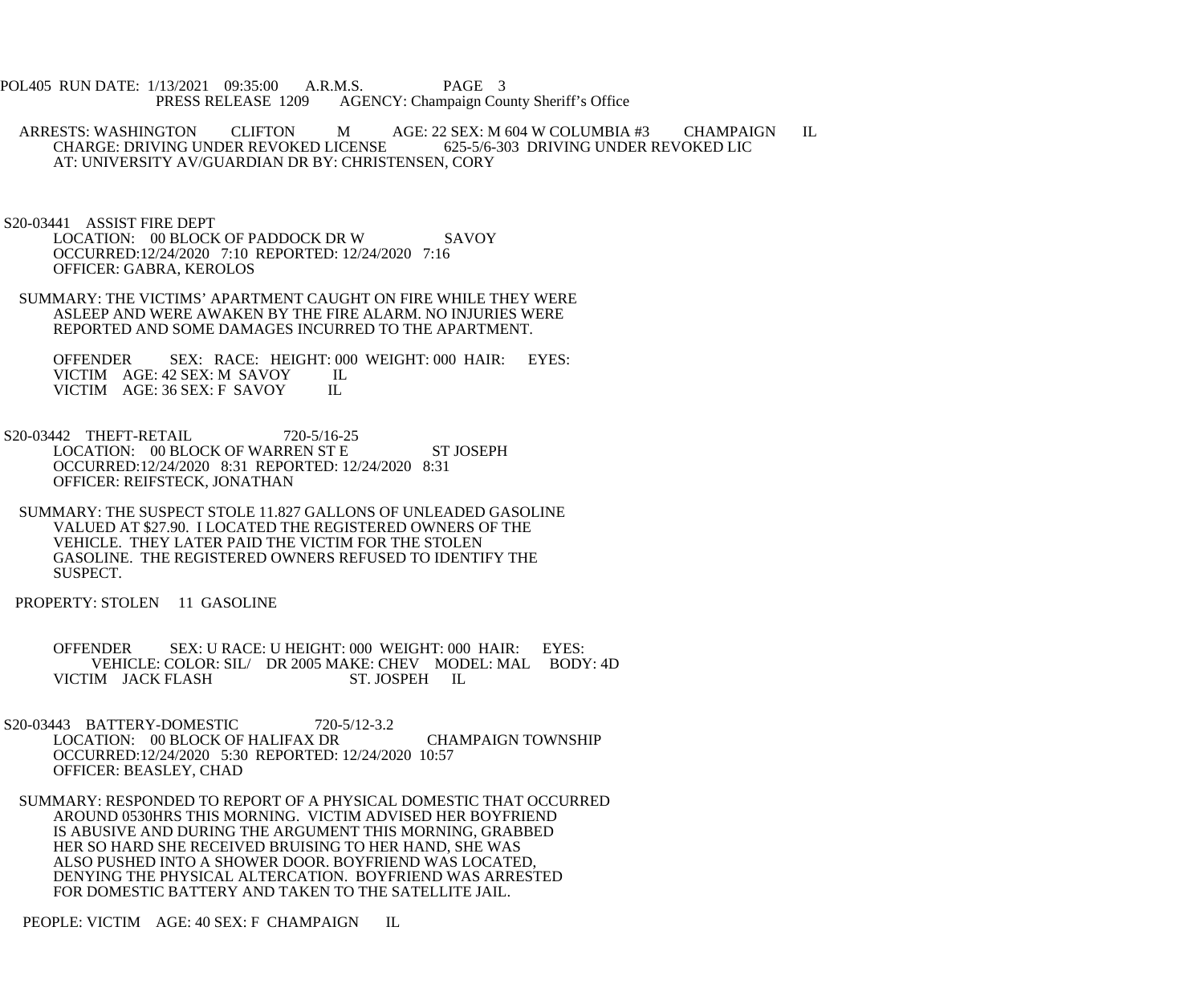ARRESTS: WASHINGTON CLIFTON M AGE: 22 SEX: M 604 W COLUMBIA #3 CHAMPAIGN IL
CHARGE: DRIVING UNDER REVOKED LICENSE 625-5/6-303 DRIVING UNDER REVOKED LIC
AT: UNIVERSITY AV/GUARDIAN DR BY: CHRISTENSEN, CORY

S20-03441 ASSIST FIRE DEPT
LOCATION: 00 BLOCK OF PADDOCK DR W SAVOY
OCCURRED:12/24/2020 7:10 REPORTED: 12/24/2020 7:16
OFFICER: GABRA, KEROLOS

SUMMARY: THE VICTIMS' APARTMENT CAUGHT ON FIRE WHILE THEY WERE ASLEEP AND WERE AWAKEN BY THE FIRE ALARM. NO INJURIES WERE REPORTED AND SOME DAMAGES INCURRED TO THE APARTMENT.

OFFENDER SEX: RACE: HEIGHT: 000 WEIGHT: 000 HAIR: EYES:
VICTIM AGE: 42 SEX: M SAVOY IL
VICTIM AGE: 36 SEX: F SAVOY IL

S20-03442 THEFT-RETAIL 720-5/16-25
LOCATION: 00 BLOCK OF WARREN ST E ST JOSEPH
OCCURRED:12/24/2020 8:31 REPORTED: 12/24/2020 8:31
OFFICER: REIFSTECK, JONATHAN

SUMMARY: THE SUSPECT STOLE 11.827 GALLONS OF UNLEADED GASOLINE VALUED AT $27.90. I LOCATED THE REGISTERED OWNERS OF THE VEHICLE. THEY LATER PAID THE VICTIM FOR THE STOLEN GASOLINE. THE REGISTERED OWNERS REFUSED TO IDENTIFY THE SUSPECT.

PROPERTY: STOLEN 11 GASOLINE

OFFENDER SEX: U RACE: U HEIGHT: 000 WEIGHT: 000 HAIR: EYES:
VEHICLE: COLOR: SIL/ DR 2005 MAKE: CHEV MODEL: MAL BODY: 4D
VICTIM JACK FLASH ST. JOSPEH IL

S20-03443 BATTERY-DOMESTIC 720-5/12-3.2
LOCATION: 00 BLOCK OF HALIFAX DR CHAMPAIGN TOWNSHIP
OCCURRED:12/24/2020 5:30 REPORTED: 12/24/2020 10:57
OFFICER: BEASLEY, CHAD

SUMMARY: RESPONDED TO REPORT OF A PHYSICAL DOMESTIC THAT OCCURRED AROUND 0530HRS THIS MORNING. VICTIM ADVISED HER BOYFRIEND IS ABUSIVE AND DURING THE ARGUMENT THIS MORNING, GRABBED HER SO HARD SHE RECEIVED BRUISING TO HER HAND, SHE WAS ALSO PUSHED INTO A SHOWER DOOR. BOYFRIEND WAS LOCATED, DENYING THE PHYSICAL ALTERCATION. BOYFRIEND WAS ARRESTED FOR DOMESTIC BATTERY AND TAKEN TO THE SATELLITE JAIL.

PEOPLE: VICTIM AGE: 40 SEX: F CHAMPAIGN IL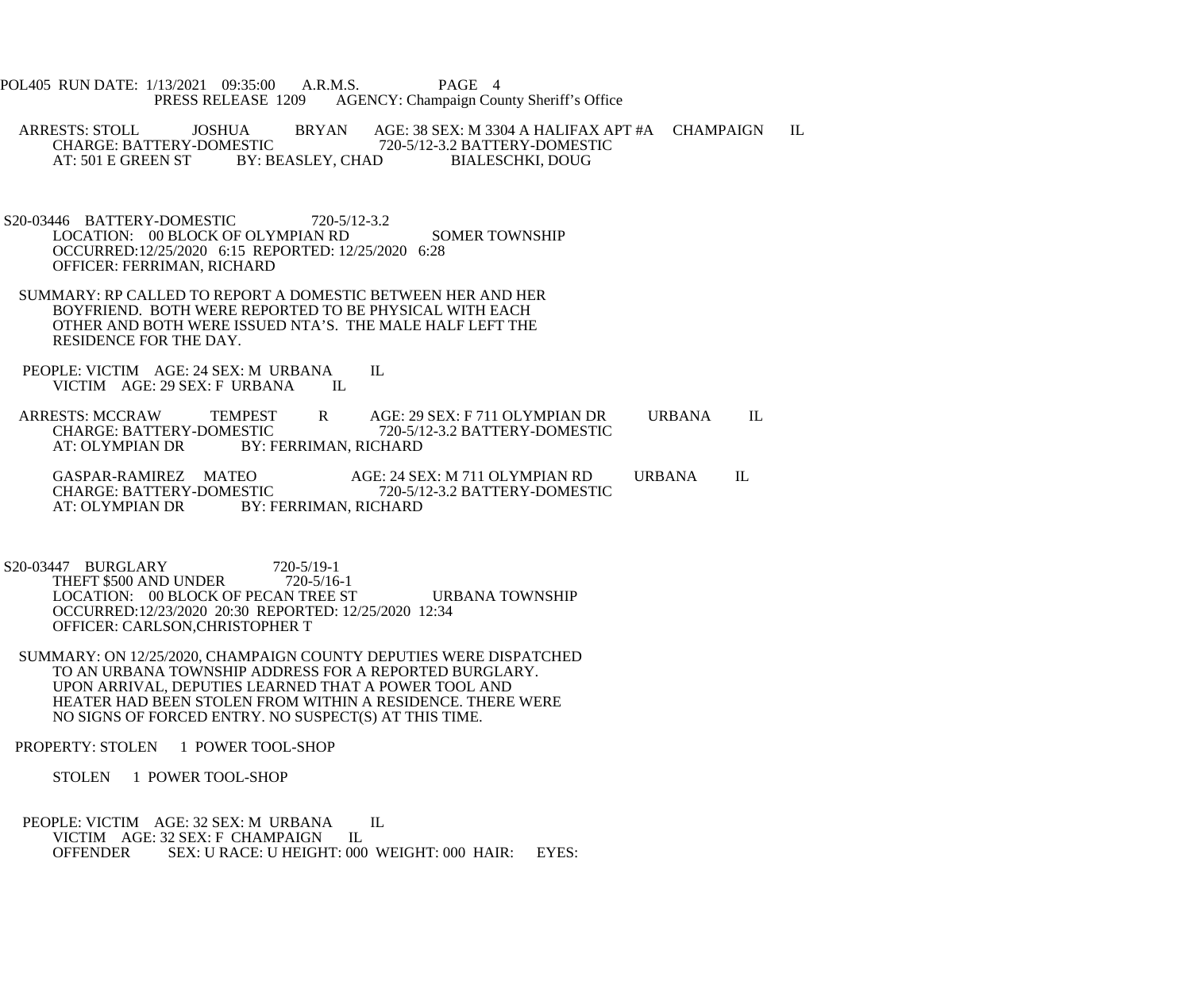ARRESTS: STOLL JOSHUA BRYAN AGE: 38 SEX: M 3304 A HALIFAX APT #A CHAMPAIGN IL
CHARGE: BATTERY-DOMESTIC 720-5/12-3.2 BATTERY-DOMESTIC
AT: 501 E GREEN ST BY: BEASLEY, CHAD BIALESCHKI, DOUG

S20-03446 BATTERY-DOMESTIC 720-5/12-3.2
LOCATION: 00 BLOCK OF OLYMPIAN RD SOMER TOWNSHIP
OCCURRED:12/25/2020 6:15 REPORTED: 12/25/2020 6:28
OFFICER: FERRIMAN, RICHARD

SUMMARY: RP CALLED TO REPORT A DOMESTIC BETWEEN HER AND HER BOYFRIEND. BOTH WERE REPORTED TO BE PHYSICAL WITH EACH OTHER AND BOTH WERE ISSUED NTA'S. THE MALE HALF LEFT THE RESIDENCE FOR THE DAY.

PEOPLE: VICTIM AGE: 24 SEX: M URBANA IL
VICTIM AGE: 29 SEX: F URBANA IL

ARRESTS: MCCRAW TEMPEST R AGE: 29 SEX: F 711 OLYMPIAN DR URBANA IL
CHARGE: BATTERY-DOMESTIC 720-5/12-3.2 BATTERY-DOMESTIC
AT: OLYMPIAN DR BY: FERRIMAN, RICHARD

GASPAR-RAMIREZ MATEO AGE: 24 SEX: M 711 OLYMPIAN RD URBANA IL
CHARGE: BATTERY-DOMESTIC 720-5/12-3.2 BATTERY-DOMESTIC
AT: OLYMPIAN DR BY: FERRIMAN, RICHARD

S20-03447 BURGLARY 720-5/19-1
THEFT $500 AND UNDER 720-5/16-1
LOCATION: 00 BLOCK OF PECAN TREE ST URBANA TOWNSHIP
OCCURRED:12/23/2020 20:30 REPORTED: 12/25/2020 12:34
OFFICER: CARLSON,CHRISTOPHER T

SUMMARY: ON 12/25/2020, CHAMPAIGN COUNTY DEPUTIES WERE DISPATCHED TO AN URBANA TOWNSHIP ADDRESS FOR A REPORTED BURGLARY. UPON ARRIVAL, DEPUTIES LEARNED THAT A POWER TOOL AND HEATER HAD BEEN STOLEN FROM WITHIN A RESIDENCE. THERE WERE NO SIGNS OF FORCED ENTRY. NO SUSPECT(S) AT THIS TIME.

PROPERTY: STOLEN 1 POWER TOOL-SHOP

STOLEN 1 POWER TOOL-SHOP

PEOPLE: VICTIM AGE: 32 SEX: M URBANA IL
VICTIM AGE: 32 SEX: F CHAMPAIGN IL
OFFENDER SEX: U RACE: U HEIGHT: 000 WEIGHT: 000 HAIR: EYES: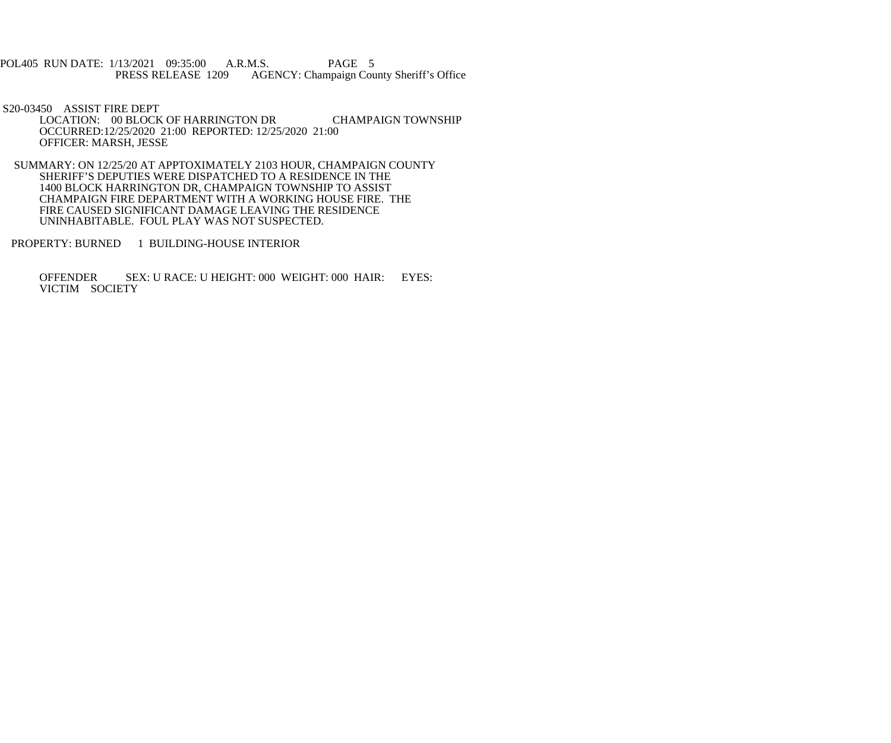S20-03450 ASSIST FIRE DEPT

LOCATION: 00 BLOCK OF HARRINGTON DR CHAMPAIGN TOWNSHIP

OCCURRED:12/25/2020 21:00 REPORTED: 12/25/2020 21:00

OFFICER: MARSH, JESSE

SUMMARY: ON 12/25/20 AT APPTOXIMATELY 2103 HOUR, CHAMPAIGN COUNTY SHERIFF'S DEPUTIES WERE DISPATCHED TO A RESIDENCE IN THE 1400 BLOCK HARRINGTON DR, CHAMPAIGN TOWNSHIP TO ASSIST CHAMPAIGN FIRE DEPARTMENT WITH A WORKING HOUSE FIRE. THE FIRE CAUSED SIGNIFICANT DAMAGE LEAVING THE RESIDENCE UNINHABITABLE. FOUL PLAY WAS NOT SUSPECTED.

PROPERTY: BURNED 1 BUILDING-HOUSE INTERIOR

OFFENDER SEX: U RACE: U HEIGHT: 000 WEIGHT: 000 HAIR: EYES:

VICTIM SOCIETY